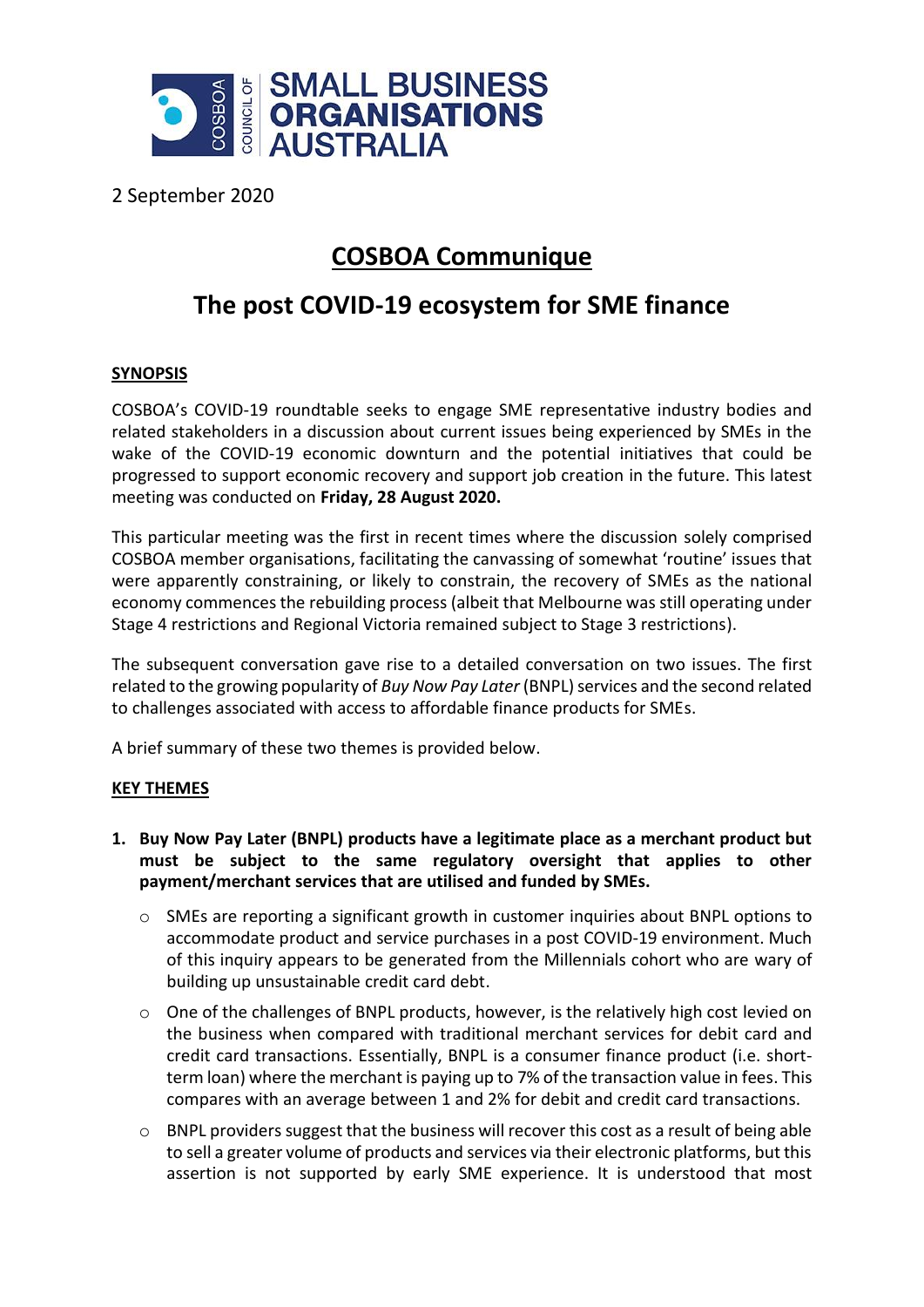2 September 2020

# COSBOA Communique

# The post COVID-19 ecosystem for SME finance

## SYNOPSIS

COSBOA's COVID-19 roundtable seeks to engage SME representative industry bodies and related stakeholders in a discussion about current issues being experienced by SMEs in the wake of the COVID-19 economic downturn and the potential initiatives that could be progressed to support economic recovery and support job creation in the future. This latest meeting was conducted on **Friday, 28 August 2020.**

This particular meeting was the first in recent times where the discussion solely comprised COSBOA member organisations, facilitating the canvassing of somewhat 'routine' issues that were apparently constraining, or likely to constrain, the recovery of SMEs as the national economy commences the rebuilding process (albeit that Melbourne was still operating under Stage 4 restrictions and Regional Victoria remained subject to Stage 3 restrictions).

The subsequent conversation gave rise to a detailed conversation on two issues. The first related to the growing popularity of *Buy Now Pay Later* (BNPL) services and the second related to challenges associated with access to affordable finance products for SMEs.

A brief summary of these two themes is provided below.

## KEY THEMES

1. **Buy Now Pay Later (BNPL) products have a legitimate place as a merchant product but must be subject to the same regulatory oversight that applies to other payment/merchant services that are utilised and funded by SMEs.**
   - SMEs are reporting a significant growth in customer inquiries about BNPL options to accommodate product and service purchases in a post COVID-19 environment. Much of this inquiry appears to be generated from the Millennials cohort who are wary of building up unsustainable credit card debt.
   - One of the challenges of BNPL products, however, is the relatively high cost levied on the business when compared with traditional merchant services for debit card and credit card transactions. Essentially, BNPL is a consumer finance product (i.e. short-term loan) where the merchant is paying up to 7% of the transaction value in fees. This compares with an average between 1 and 2% for debit and credit card transactions.
   - BNPL providers suggest that the business will recover this cost as a result of being able to sell a greater volume of products and services via their electronic platforms, but this assertion is not supported by early SME experience. It is understood most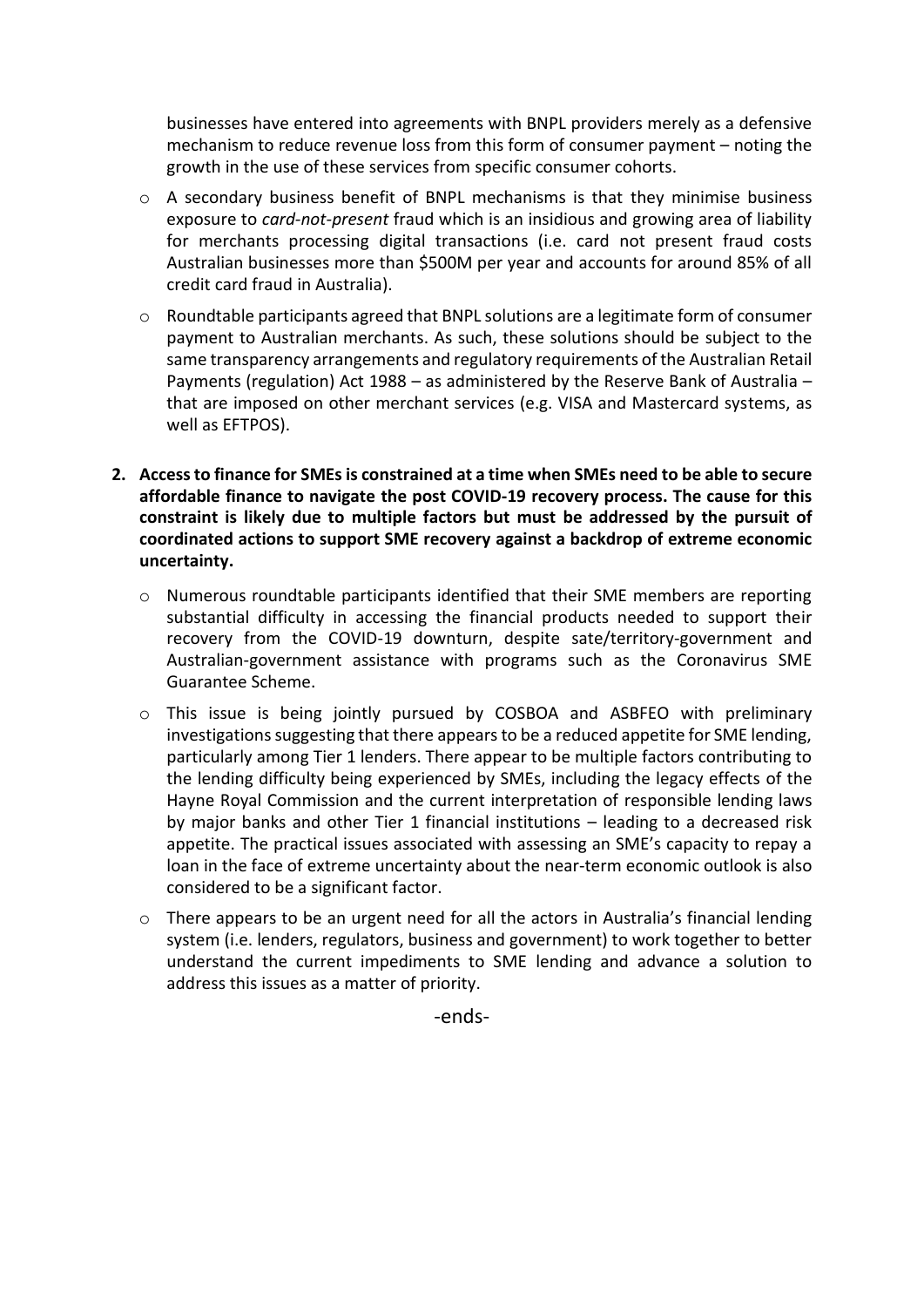businesses have entered into agreements with BNPL providers merely as a defensive mechanism to reduce revenue loss from this form of consumer payment – noting the growth in the use of these services from specific consumer cohorts.

- A secondary business benefit of BNPL mechanisms is that they minimise business exposure to *card-not-present* fraud which is an insidious and growing area of liability for merchants processing digital transactions (i.e. card not present fraud costs Australian businesses more than $500M per year and accounts for around 85% of all credit card fraud in Australia).
- Roundtable participants agreed that BNPL solutions are a legitimate form of consumer payment to Australian merchants. As such, these solutions should be subject to the same transparency arrangements and regulatory requirements of the Australian Retail Payments (regulation) Act 1988 – as administered by the Reserve Bank of Australia – that are imposed on other merchant services (e.g. VISA and Mastercard systems, as well as EFTPOS).

2. **Access to finance for SMEs is constrained at a time when SMEs need to be able to secure affordable finance to navigate the post COVID-19 recovery process. The cause for this constraint is likely due to multiple factors but must be addressed by the pursuit of coordinated actions to support SME recovery against a backdrop of extreme economic uncertainty.**
   - Numerous roundtable participants identified that their SME members are reporting substantial difficulty in accessing the financial products needed to support their recovery from the COVID-19 downturn, despite sate/territory-government and Australian-government assistance with programs such as the Coronavirus SME Guarantee Scheme.
   - This issue is being jointly pursued by COSBOA and ASBFEO with preliminary investigations suggesting that there appears to be a reduced appetite for SME lending, particularly among Tier 1 lenders. There appear to be multiple factors contributing to the lending difficulty being experienced by SMEs, including the legacy effects of the Hayne Royal Commission and the current interpretation of responsible lending laws by major banks and other Tier 1 financial institutions – leading to a decreased risk appetite. The practical issues associated with assessing an SME's capacity to repay a loan in the face of extreme uncertainty about the near-term economic outlook is also considered to be a significant factor.
   - There appears to be an urgent need for all the actors in Australia's financial lending system (i.e. lenders, regulators, business and government) to work together to better understand the current impediments to SME lending and advance a solution to address this issues as a matter of priority.

-ends-